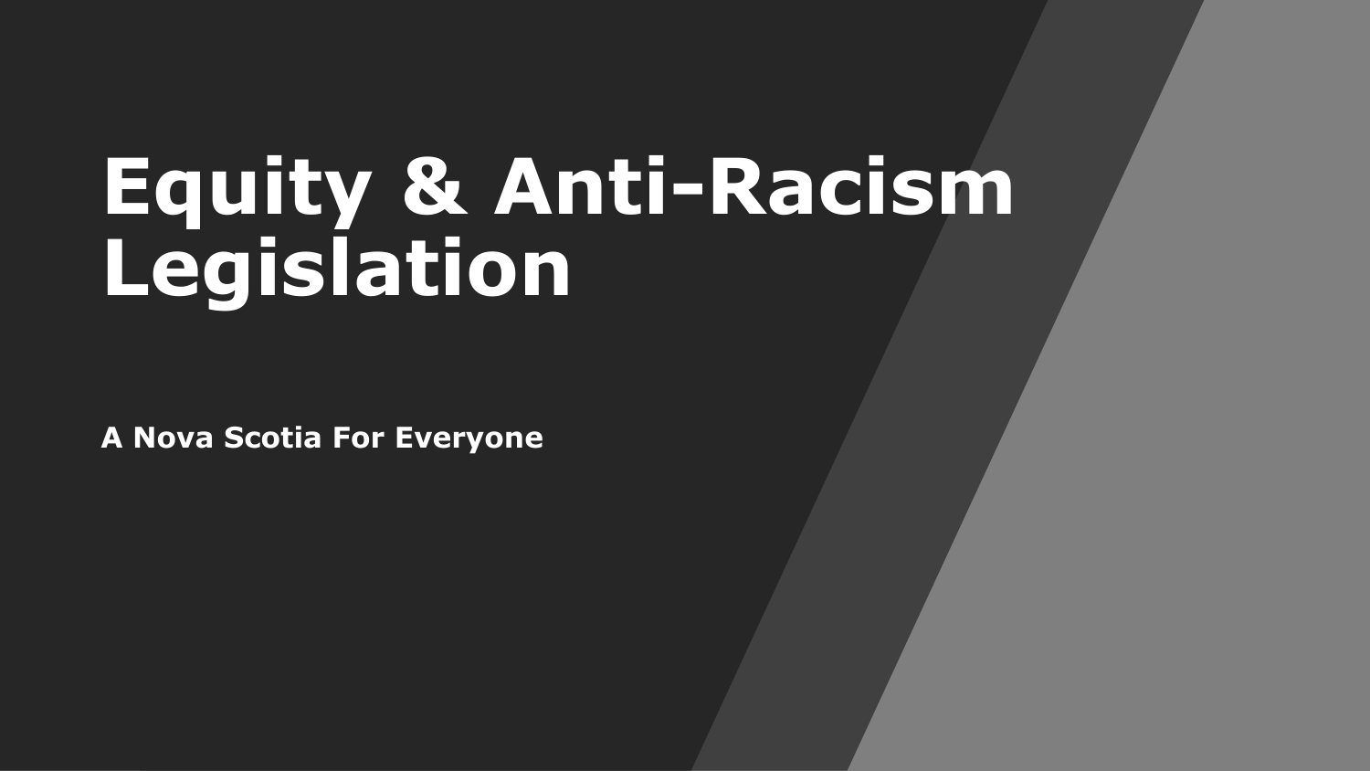# Equity & Anti-Racism Legislation

**A Nova Scotia For Everyone**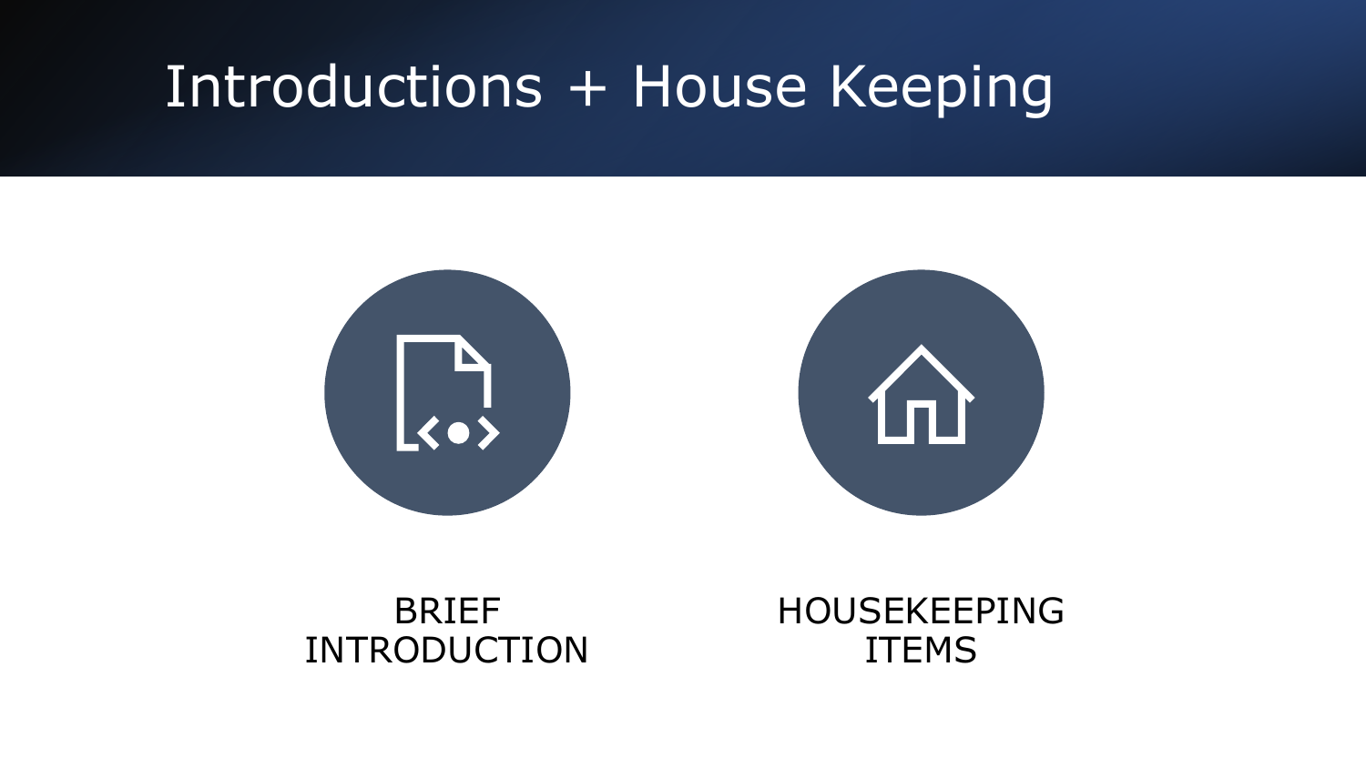# Introductions + House Keeping

BRIEF INTRODUCTION

HOUSEKEEPING ITEMS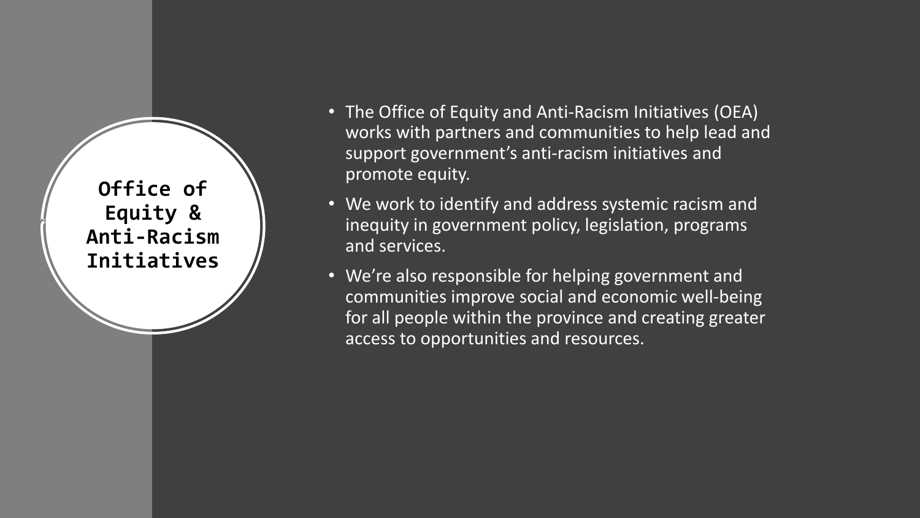# Office of Equity & Anti-Racism Initiatives

- The Office of Equity and Anti-Racism Initiatives (OEA) works with partners and communities to help lead and support government's anti-racism initiatives and promote equity.
- We work to identify and address systemic racism and inequity in government policy, legislation, programs and services.
- We're also responsible for helping government and communities improve social and economic well-being for all people within the province and creating greater access to opportunities and resources.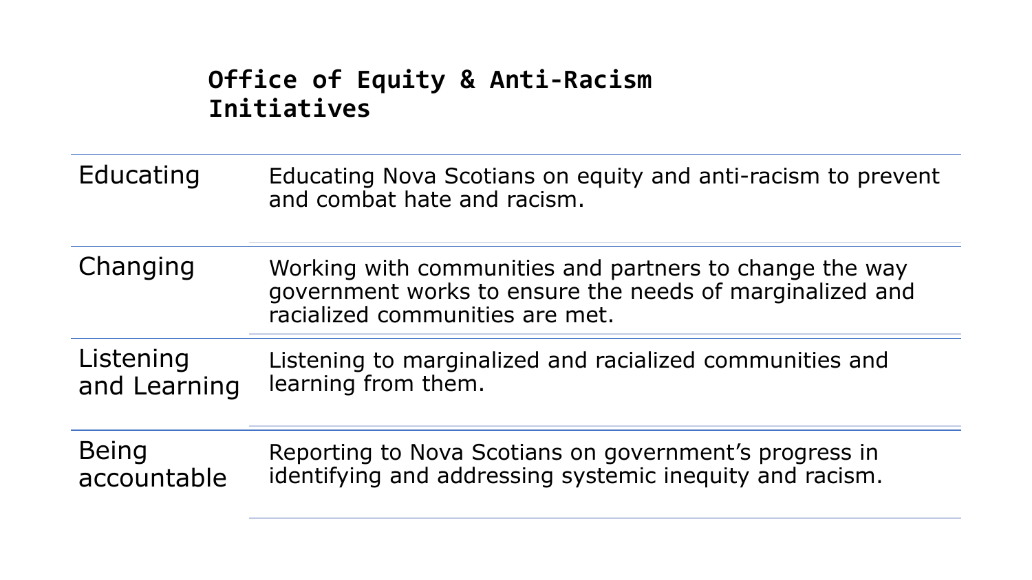# Office of Equity & Anti-Racism Initiatives

| | |
|---|---|
| Educating | Educating Nova Scotians on equity and anti-racism to prevent and combat hate and racism. |
| Changing | Working with communities and partners to change the way government works to ensure the needs of marginalized and racialized communities are met. |
| Listening and Learning | Listening to marginalized and racialized communities and learning from them. |
| Being accountable | Reporting to Nova Scotians on government's progress in identifying and addressing systemic inequity and racism. |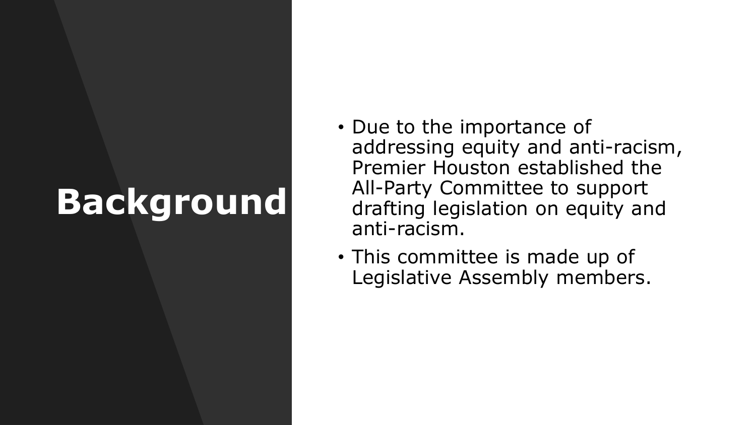# Background

- Due to the importance of addressing equity and anti-racism, Premier Houston established the All-Party Committee to support drafting legislation on equity and anti-racism.
- This committee is made up of Legislative Assembly members.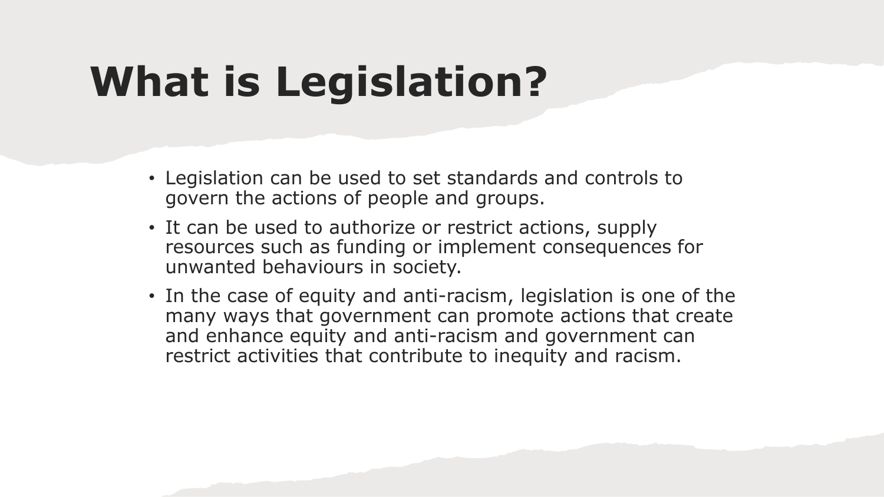# What is Legislation?

- Legislation can be used to set standards and controls to govern the actions of people and groups.
- It can be used to authorize or restrict actions, supply resources such as funding or implement consequences for unwanted behaviours in society.
- In the case of equity and anti-racism, legislation is one of the many ways that government can promote actions that create and enhance equity and anti-racism and government can restrict activities that contribute to inequity and racism.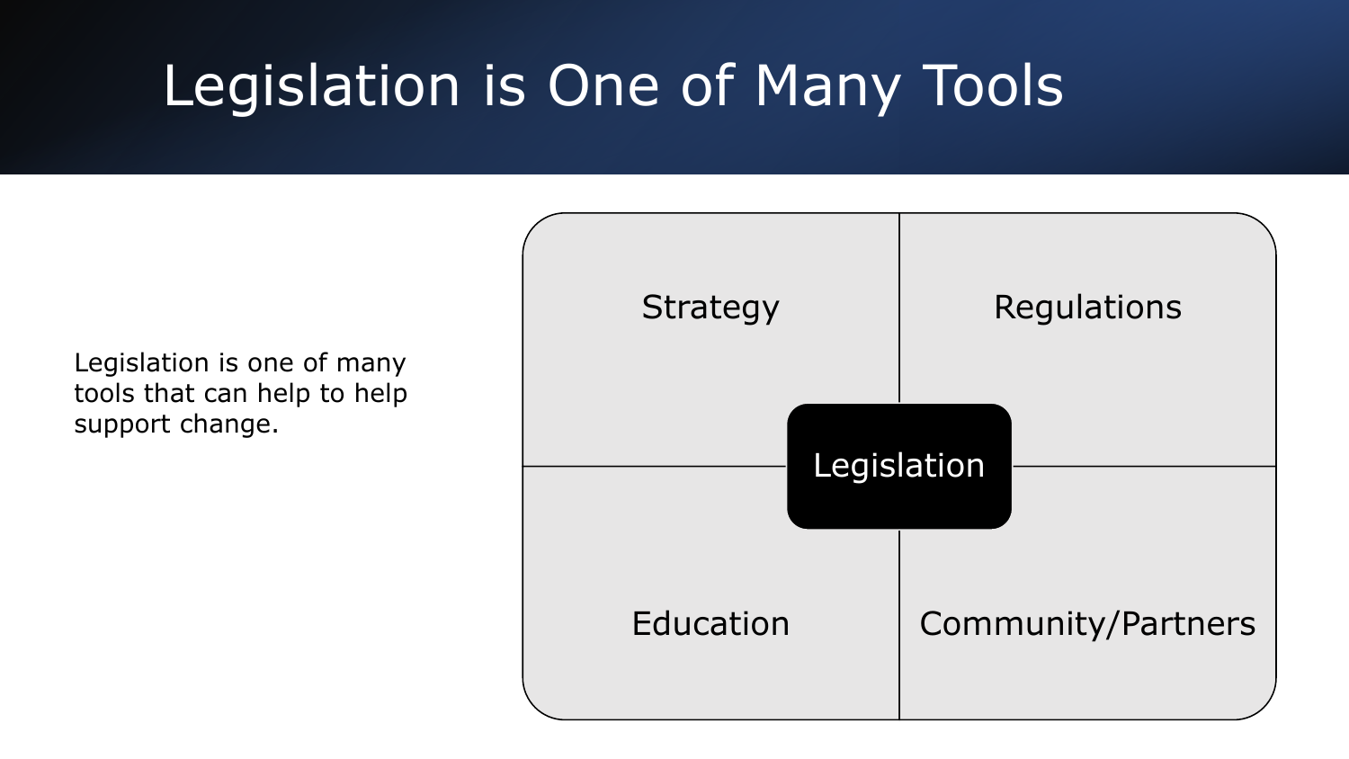# Legislation is One of Many Tools

Legislation is one of many tools that can help to help support change.

| Strategy | Regulations |
| --- | --- |
| Education | Community/Partners |

Legislation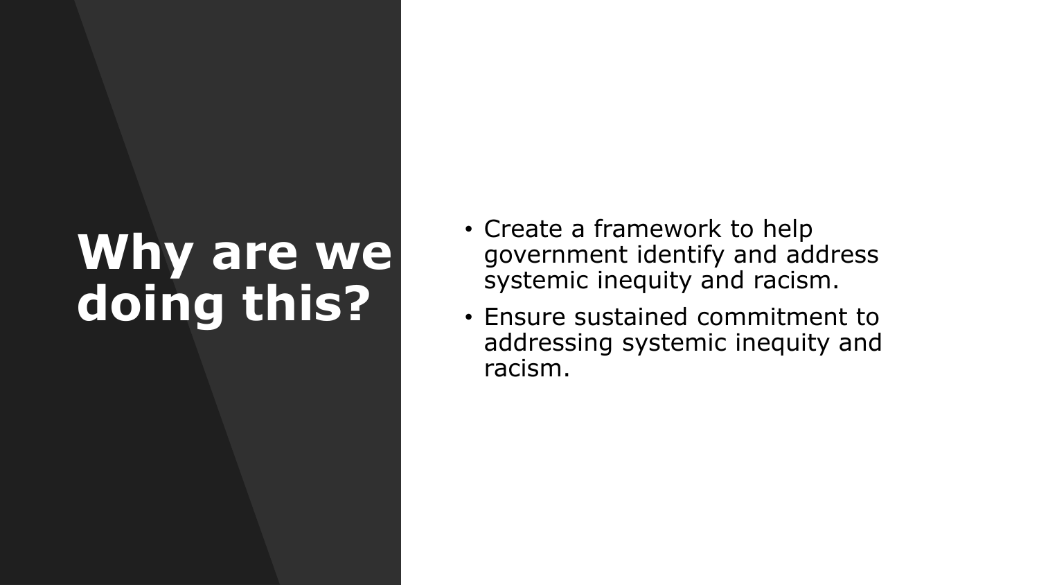# Why are we doing this?

- Create a framework to help government identify and address systemic inequity and racism.
- Ensure sustained commitment to addressing systemic inequity and racism.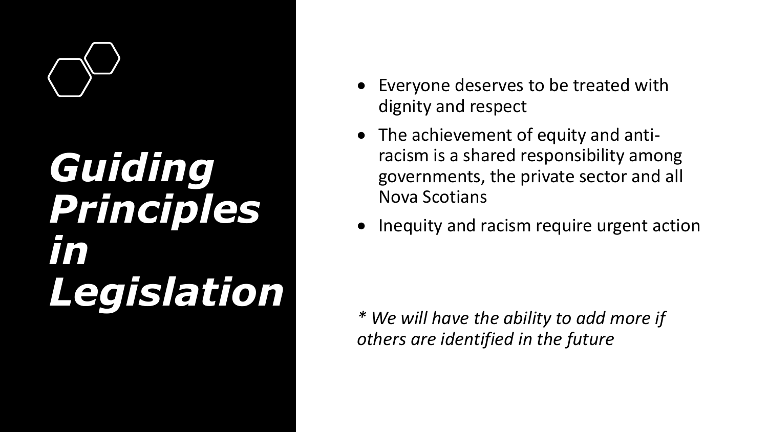# *Guiding Principles in Legislation*

- Everyone deserves to be treated with dignity and respect
- The achievement of equity and anti-racism is a shared responsibility among governments, the private sector and all Nova Scotians
- Inequity and racism require urgent action

*\* We will have the ability to add more if others are identified in the future*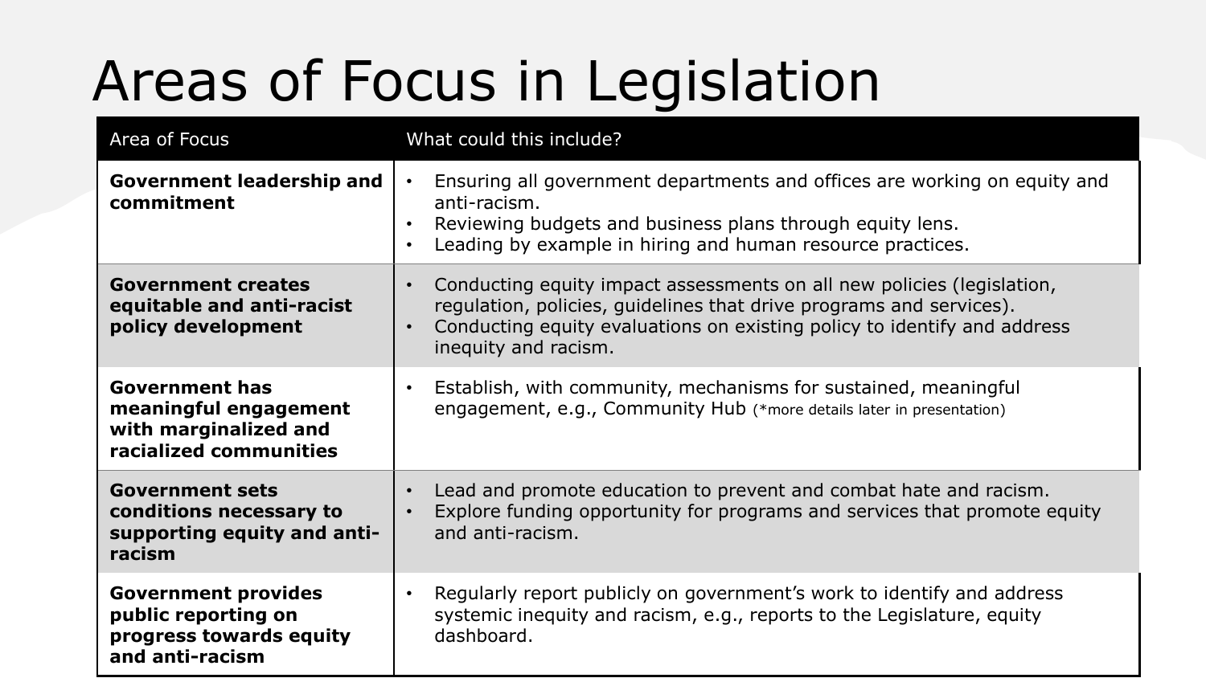# Areas of Focus in Legislation

| Area of Focus | What could this include? |
| --- | --- |
| **Government leadership and commitment** | • Ensuring all government departments and offices are working on equity and anti-racism.<br>• Reviewing budgets and business plans through equity lens.<br>• Leading by example in hiring and human resource practices. |
| **Government creates equitable and anti-racist policy development** | • Conducting equity impact assessments on all new policies (legislation, regulation, policies, guidelines that drive programs and services).<br>• Conducting equity evaluations on existing policy to identify and address inequity and racism. |
| **Government has meaningful engagement with marginalized and racialized communities** | • Establish, with community, mechanisms for sustained, meaningful engagement, e.g., Community Hub (*more details later in presentation) |
| **Government sets conditions necessary to supporting equity and anti-racism** | • Lead and promote education to prevent and combat hate and racism.<br>• Explore funding opportunity for programs and services that promote equity and anti-racism. |
| **Government provides public reporting on progress towards equity and anti-racism** | • Regularly report publicly on government's work to identify and address systemic inequity and racism, e.g., reports to the Legislature, equity dashboard. |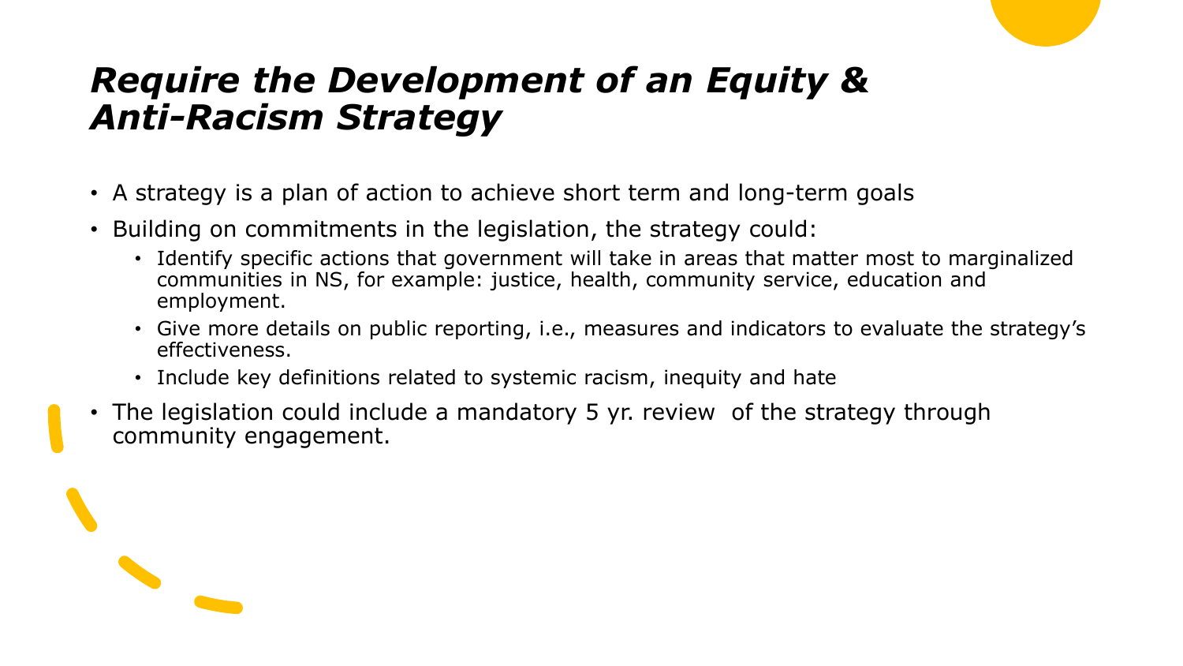# *Require the Development of an Equity & Anti-Racism Strategy*

- A strategy is a plan of action to achieve short term and long-term goals
- Building on commitments in the legislation, the strategy could:
  - Identify specific actions that government will take in areas that matter most to marginalized communities in NS, for example: justice, health, community service, education and employment.
  - Give more details on public reporting, i.e., measures and indicators to evaluate the strategy's effectiveness.
  - Include key definitions related to systemic racism, inequity and hate
- The legislation could include a mandatory 5 yr. review of the strategy through community engagement.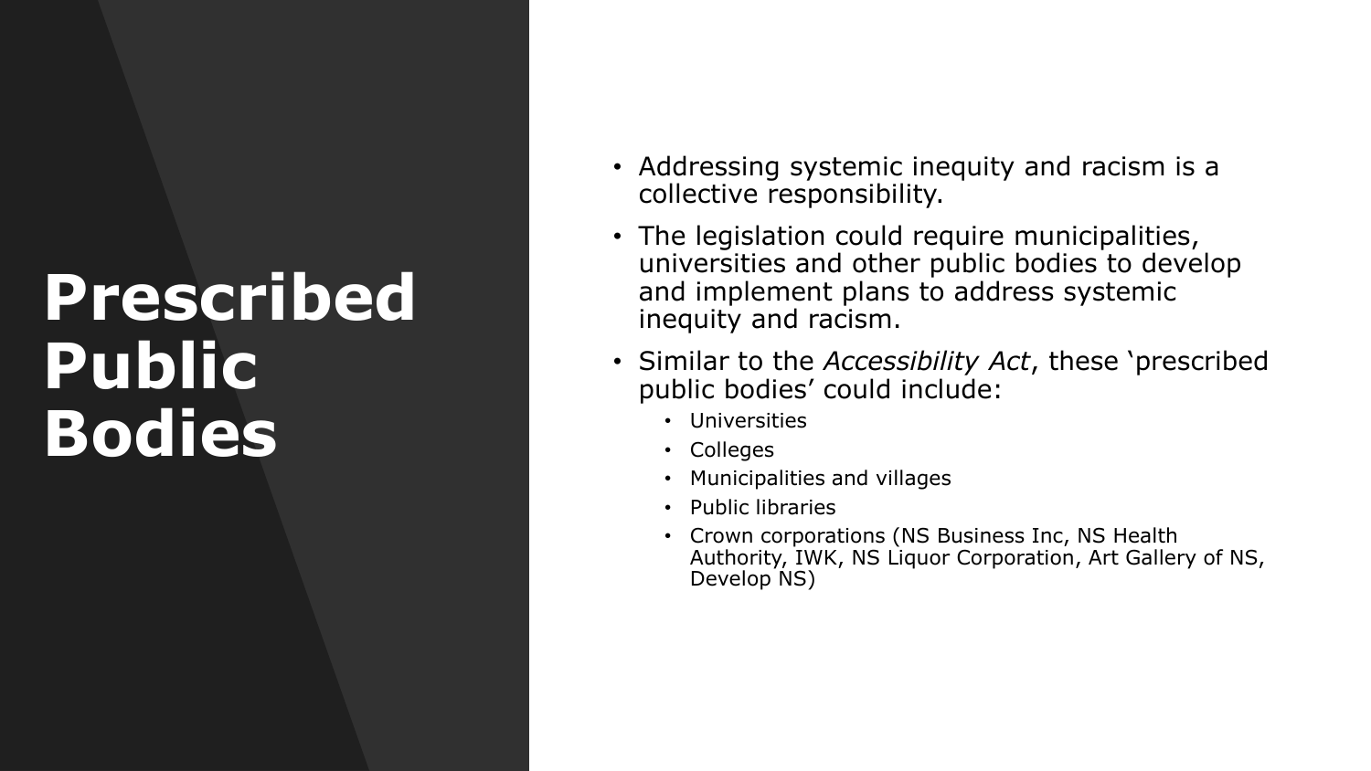# Prescribed Public Bodies

- Addressing systemic inequity and racism is a collective responsibility.
- The legislation could require municipalities, universities and other public bodies to develop and implement plans to address systemic inequity and racism.
- Similar to the *Accessibility Act*, these 'prescribed public bodies' could include:
  - Universities
  - Colleges
  - Municipalities and villages
  - Public libraries
  - Crown corporations (NS Business Inc, NS Health Authority, IWK, NS Liquor Corporation, Art Gallery of NS, Develop NS)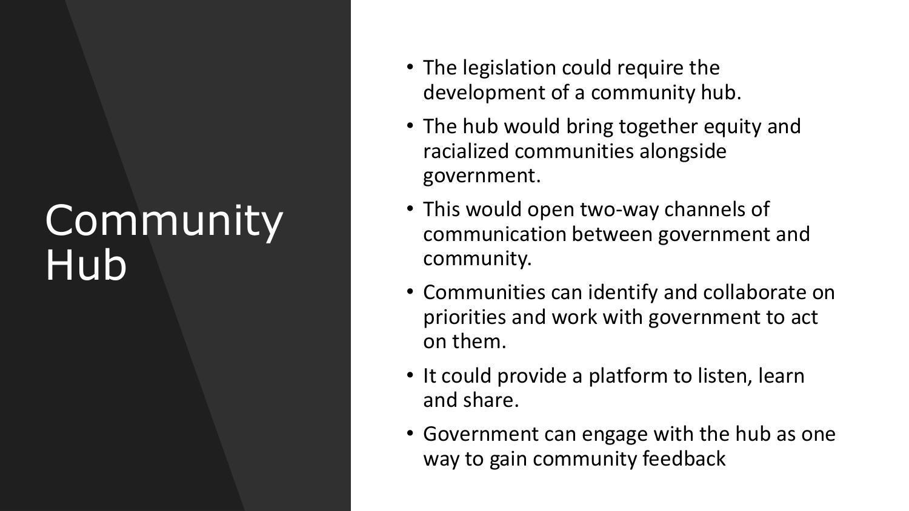# Community Hub

- The legislation could require the development of a community hub.
- The hub would bring together equity and racialized communities alongside government.
- This would open two-way channels of communication between government and community.
- Communities can identify and collaborate on priorities and work with government to act on them.
- It could provide a platform to listen, learn and share.
- Government can engage with the hub as one way to gain community feedback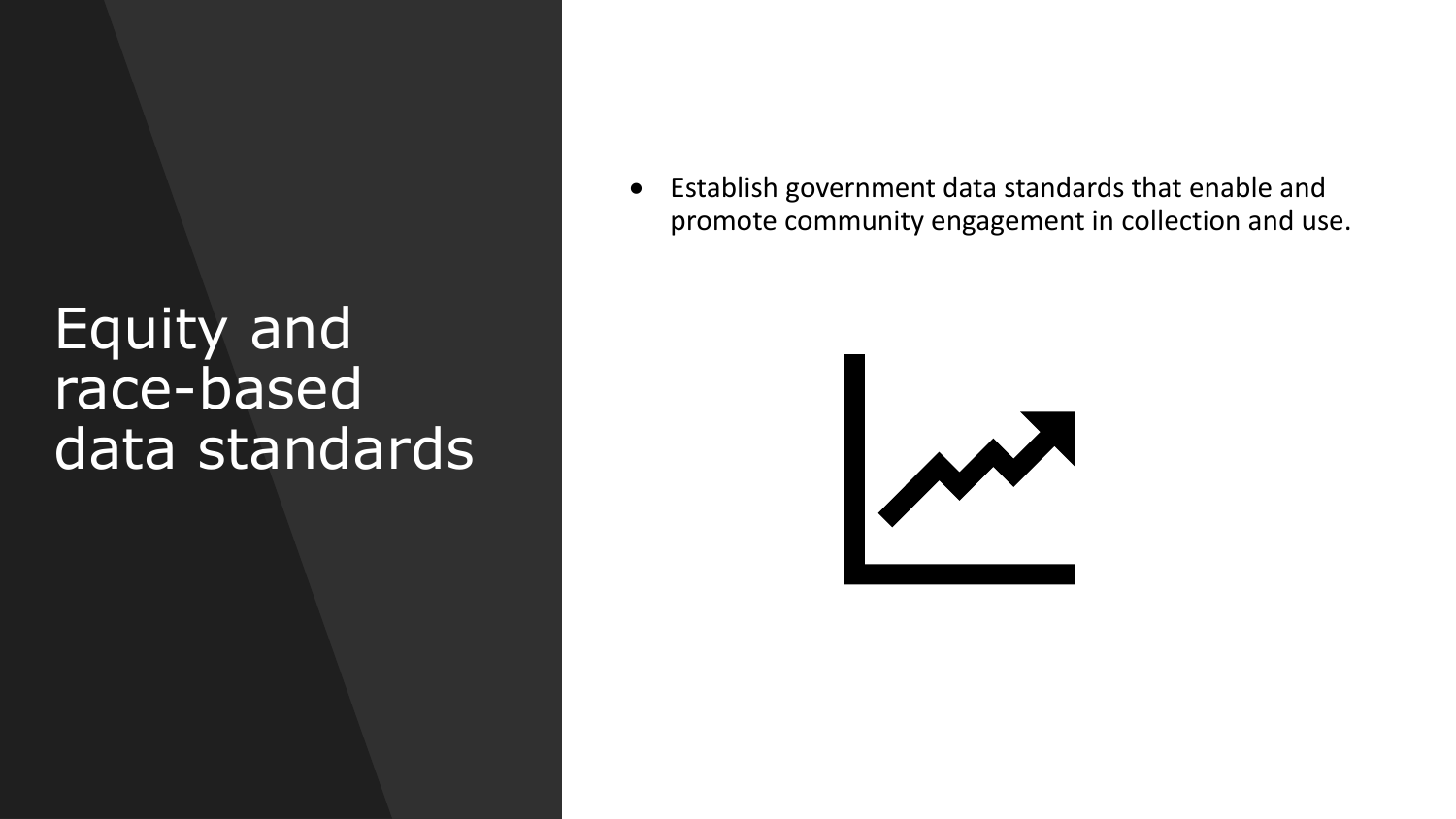# Equity and race-based data standards

- Establish government data standards that enable and promote community engagement in collection and use.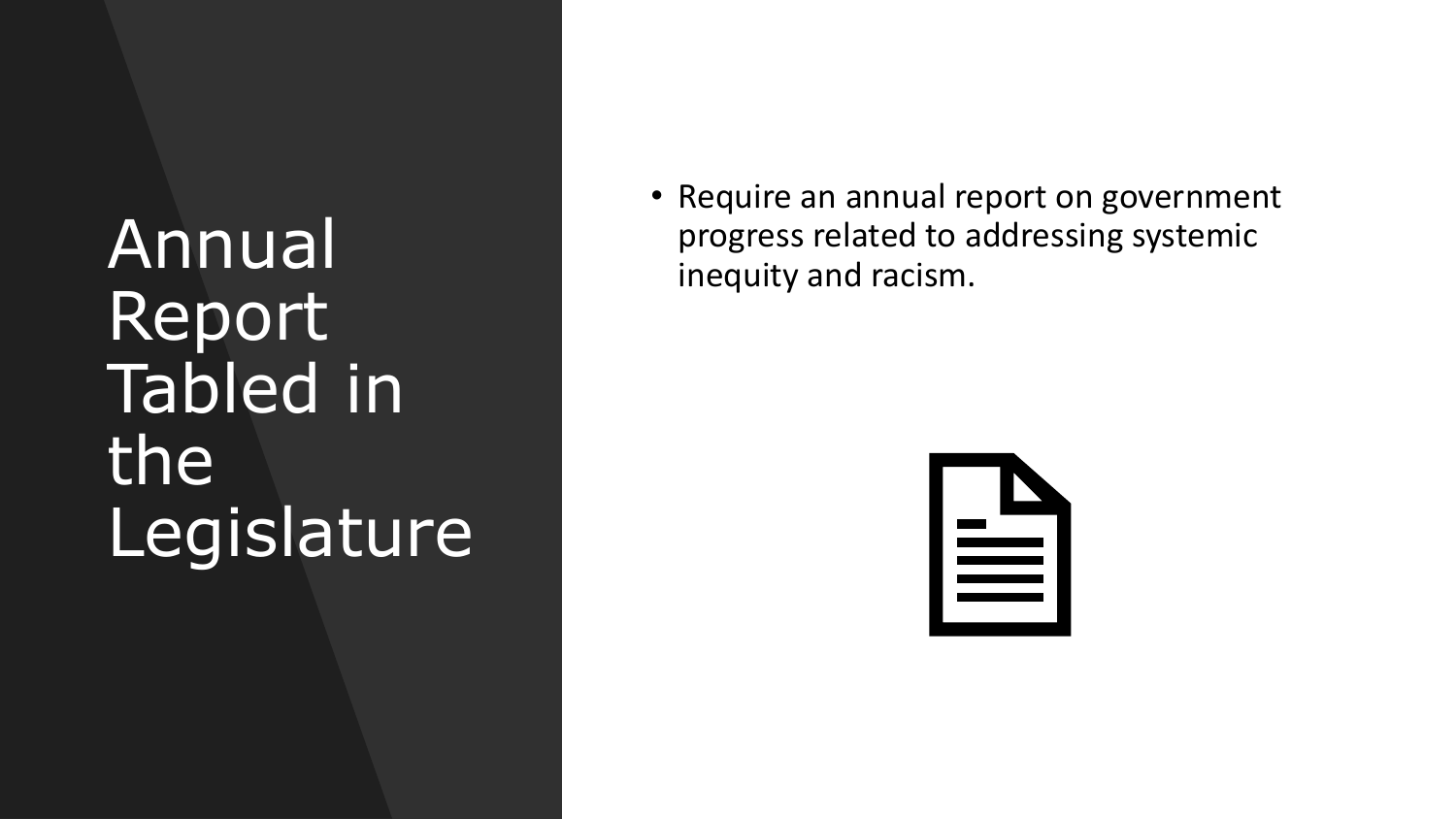# Annual Report Tabled in the Legislature

- Require an annual report on government progress related to addressing systemic inequity and racism.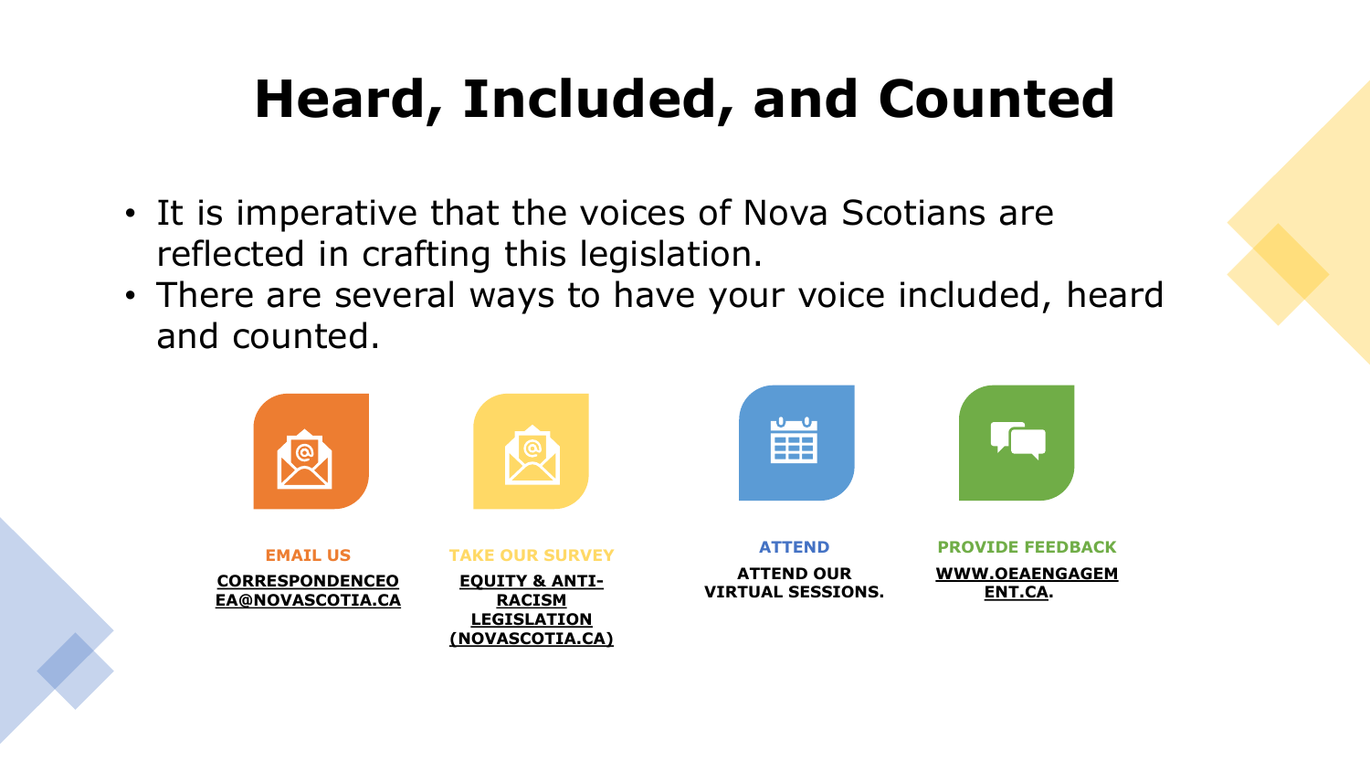# Heard, Included, and Counted

- It is imperative that the voices of Nova Scotians are reflected in crafting this legislation.
- There are several ways to have your voice included, heard and counted.

**EMAIL US**

**CORRESPONDENCEOEA@NOVASCOTIA.CA**

**TAKE OUR SURVEY**

**EQUITY & ANTI-RACISM LEGISLATION (NOVASCOTIA.CA)**

**ATTEND**

**ATTEND OUR VIRTUAL SESSIONS.**

**PROVIDE FEEDBACK**

**WWW.OEAENGAGEMENT.CA.**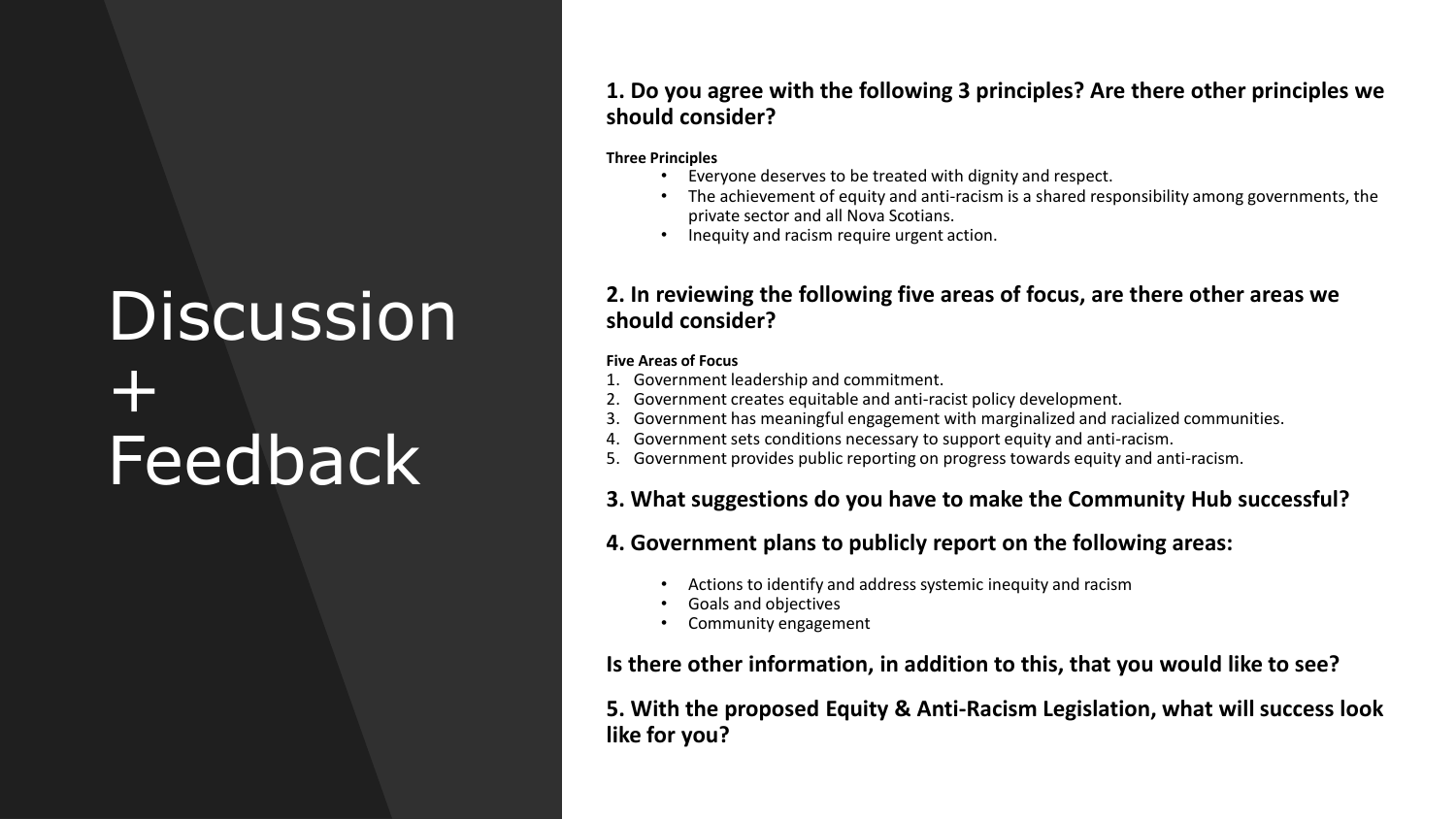# Discussion + Feedback

**1. Do you agree with the following 3 principles? Are there other principles we should consider?**

**Three Principles**

- Everyone deserves to be treated with dignity and respect.
- The achievement of equity and anti-racism is a shared responsibility among governments, the private sector and all Nova Scotians.
- Inequity and racism require urgent action.

**2. In reviewing the following five areas of focus, are there other areas we should consider?**

**Five Areas of Focus**

1. Government leadership and commitment.
2. Government creates equitable and anti-racist policy development.
3. Government has meaningful engagement with marginalized and racialized communities.
4. Government sets conditions necessary to support equity and anti-racism.
5. Government provides public reporting on progress towards equity and anti-racism.

**3. What suggestions do you have to make the Community Hub successful?**

**4. Government plans to publicly report on the following areas:**

- Actions to identify and address systemic inequity and racism
- Goals and objectives
- Community engagement

**Is there other information, in addition to this, that you would like to see?**

**5. With the proposed Equity & Anti-Racism Legislation, what will success look like for you?**